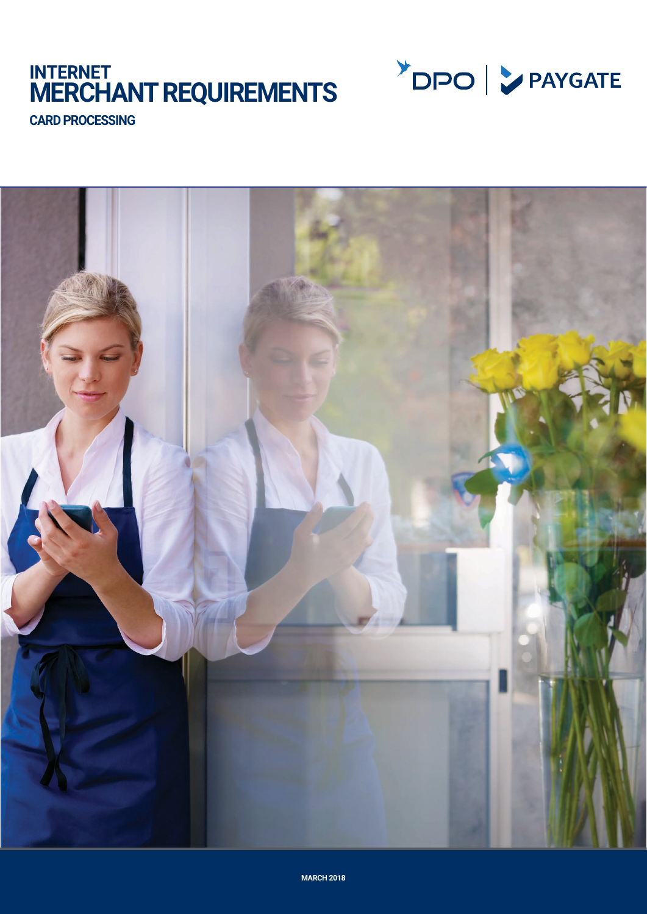# INTERNET MERCHANT REQUIREMENTS

## CARD PROCESSING

DPO | PAYGATE

MARCH 2018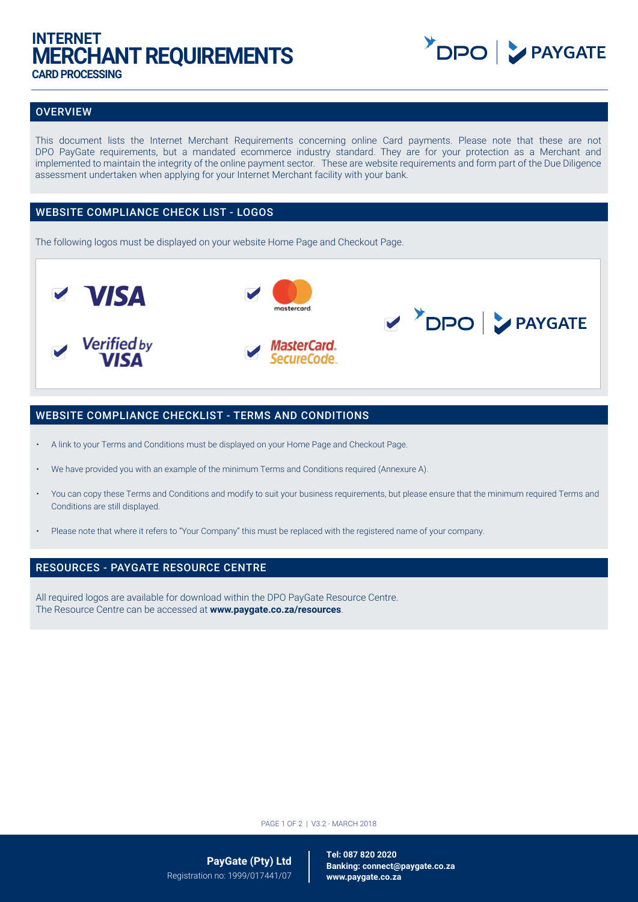# INTERNET MERCHANT REQUIREMENTS

### CARD PROCESSING

## OVERVIEW

This document lists the Internet Merchant Requirements concerning online Card payments. Please note that these are not DPO PayGate requirements, but a mandated ecommerce industry standard. They are for your protection as a Merchant and implemented to maintain the integrity of the online payment sector. These are website requirements and form part of the Due Diligence assessment undertaken when applying for your Internet Merchant facility with your bank.

## WEBSITE COMPLIANCE CHECK LIST - LOGOS

The following logos must be displayed on your website Home Page and Checkout Page.

- VISA
- mastercard
- DPO | PAYGATE
- Verified by VISA
- MasterCard. SecureCode.

## WEBSITE COMPLIANCE CHECKLIST - TERMS AND CONDITIONS

- A link to your Terms and Conditions must be displayed on your Home Page and Checkout Page.
- We have provided you with an example of the minimum Terms and Conditions required (Annexure A).
- You can copy these Terms and Conditions and modify to suit your business requirements, but please ensure that the minimum required Terms and Conditions are still displayed.
- Please note that where it refers to "Your Company" this must be replaced with the registered name of your company.

## RESOURCES - PAYGATE RESOURCE CENTRE

All required logos are available for download within the DPO PayGate Resource Centre.
The Resource Centre can be accessed at **www.paygate.co.za/resources**.

**PayGate (Pty) Ltd**
Registration no: 1999/017441/07

**Tel: 087 820 2020**
**Banking: connect@paygate.co.za**
**www.paygate.co.za**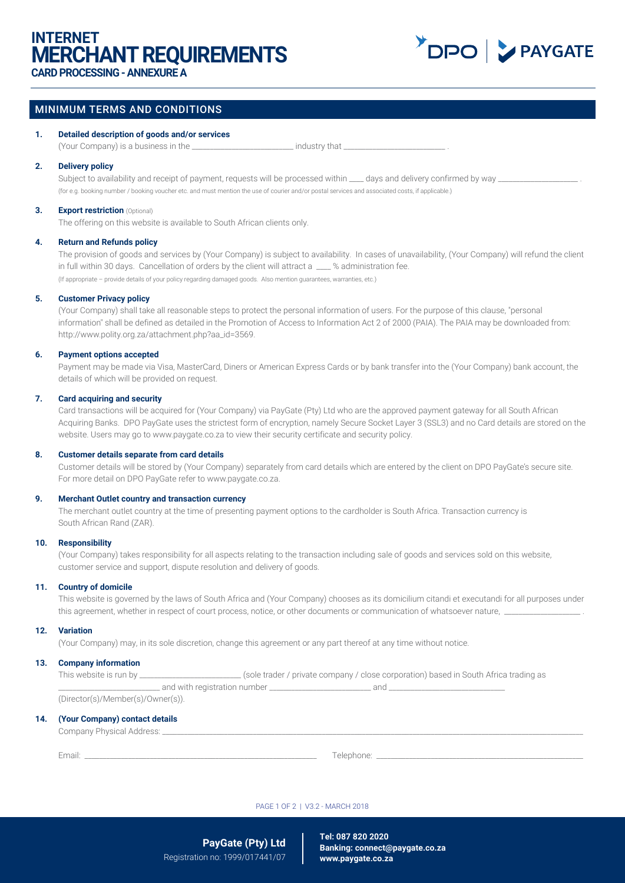# INTERNET MERCHANT REQUIREMENTS

**CARD PROCESSING - ANNEXURE A**

## MINIMUM TERMS AND CONDITIONS

**1. Detailed description of goods and/or services**

(Your Company) is a business in the ________________________ industry that ________________________ .

**2. Delivery policy**

Subject to availability and receipt of payment, requests will be processed within ____ days and delivery confirmed by way ___________________ .
(for e.g. booking number / booking voucher etc. and must mention the use of courier and/or postal services and associated costs, if applicable.)

**3. Export restriction** (Optional)

The offering on this website is available to South African clients only.

**4. Return and Refunds policy**

The provision of goods and services by (Your Company) is subject to availability. In cases of unavailability, (Your Company) will refund the client in full within 30 days. Cancellation of orders by the client will attract a ____ % administration fee.
(If appropriate – provide details of your policy regarding damaged goods. Also mention guarantees, warranties, etc.)

**5. Customer Privacy policy**

(Your Company) shall take all reasonable steps to protect the personal information of users. For the purpose of this clause, "personal information" shall be defined as detailed in the Promotion of Access to Information Act 2 of 2000 (PAIA). The PAIA may be downloaded from: http://www.polity.org.za/attachment.php?aa_id=3569.

**6. Payment options accepted**

Payment may be made via Visa, MasterCard, Diners or American Express Cards or by bank transfer into the (Your Company) bank account, the details of which will be provided on request.

**7. Card acquiring and security**

Card transactions will be acquired for (Your Company) via PayGate (Pty) Ltd who are the approved payment gateway for all South African Acquiring Banks. DPO PayGate uses the strictest form of encryption, namely Secure Socket Layer 3 (SSL3) and no Card details are stored on the website. Users may go to www.paygate.co.za to view their security certificate and security policy.

**8. Customer details separate from card details**

Customer details will be stored by (Your Company) separately from card details which are entered by the client on DPO PayGate's secure site. For more detail on DPO PayGate refer to www.paygate.co.za.

**9. Merchant Outlet country and transaction currency**

The merchant outlet country at the time of presenting payment options to the cardholder is South Africa. Transaction currency is South African Rand (ZAR).

**10. Responsibility**

(Your Company) takes responsibility for all aspects relating to the transaction including sale of goods and services sold on this website, customer service and support, dispute resolution and delivery of goods.

**11. Country of domicile**

This website is governed by the laws of South Africa and (Your Company) chooses as its domicilium citandi et executandi for all purposes under this agreement, whether in respect of court process, notice, or other documents or communication of whatsoever nature, _________________ .

**12. Variation**

(Your Company) may, in its sole discretion, change this agreement or any part thereof at any time without notice.

**13. Company information**

This website is run by ________________________ (sole trader / private company / close corporation) based in South Africa trading as ________________________ and with registration number ________________________ and ____________________________ (Director(s)/Member(s)/Owner(s)).

**14. (Your Company) contact details**

Company Physical Address: ____________________________________________________________

Email: ________________________________________ Telephone: ________________________________________

**PayGate (Pty) Ltd**
Registration no: 1999/017441/07

**Tel: 087 820 2020**
**Banking: connect@paygate.co.za**
**www.paygate.co.za**